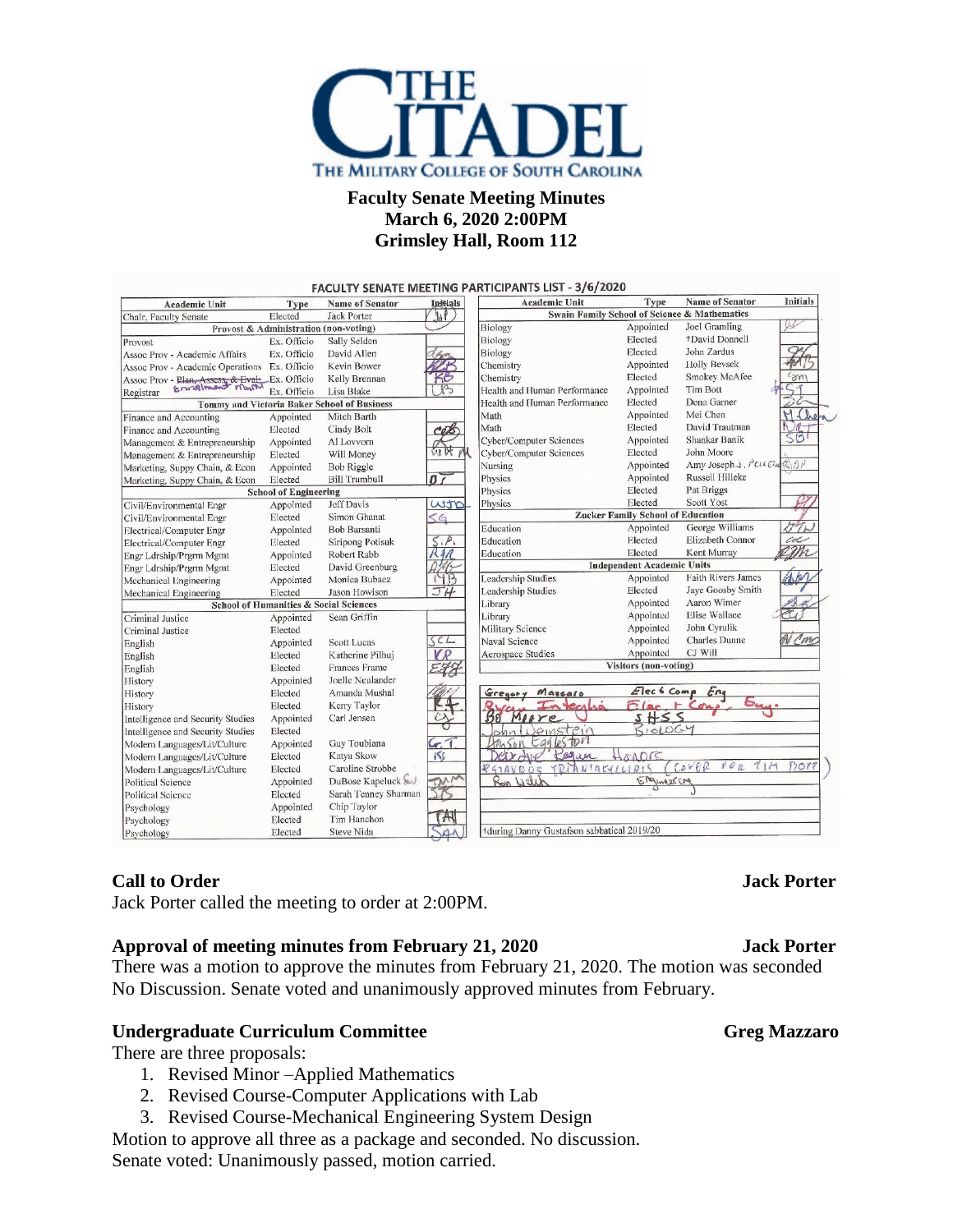THE CITADEL
THE MILITARY COLLEGE OF SOUTH CAROLINA

**Faculty Senate Meeting Minutes**
**March 6, 2020 2:00PM**
**Grimsley Hall, Room 112**

FACULTY SENATE MEETING PARTICIPANTS LIST - 3/6/2020

| Academic Unit | Type | Name of Senator | Initials |
|---|---|---|---|
| Chair, Faculty Senate | Elected | Jack Porter | JP |
| Provost & Administration (non-voting) | | | |
| Provost | Ex. Officio | Sally Selden | |
| Assoc Prov - Academic Affairs | Ex. Officio | David Allen | dga |
| Assoc Prov - Academic Operations | Ex. Officio | Kevin Bower | KB |
| Assoc Prov - ~~Plan, Assess, & Eval~~ Enrollment Mgmt | Ex. Officio | Kelly Brennan | KB |
| Registrar | Ex. Officio | Lisa Blake | LB |
| Tommy and Victoria Baker School of Business | | | |
| Finance and Accounting | Appointed | Mitch Barth | |
| Finance and Accounting | Elected | Cindy Bolt | CB |
| Management & Entrepreneurship | Appointed | Al Lovvorn | |
| Management & Entrepreneurship | Elected | Will Money | WM |
| Marketing, Suppy Chain, & Econ | Appointed | Bob Riggle | |
| Marketing, Suppy Chain, & Econ | Elected | Bill Trumbull | BT |
| School of Engineering | | | |
| Civil/Environmental Engr | Appointed | Jeff Davis | WJD |
| Civil/Environmental Engr | Elected | Simon Ghanat | SG |
| Electrical/Computer Engr | Appointed | Bob Barsanti | |
| Electrical/Computer Engr | Elected | Siripong Potisuk | S.P. |
| Engr Ldrship/Prgrm Mgmt | Appointed | Robert Rabb | RJR |
| Engr Ldrship/Prgrm Mgmt | Elected | David Greenburg | DHG |
| Mechanical Engineering | Appointed | Monica Bubacz | MB |
| Mechanical Engineering | Elected | Jason Howison | JH |
| School of Humanities & Social Sciences | | | |
| Criminal Justice | Appointed | Sean Griffin | |
| Criminal Justice | Elected | | |
| English | Appointed | Scott Lucas | SCL |
| English | Elected | Katherine Pilhuj | KP |
| English | Elected | Frances Frame | EFF |
| History | Appointed | Joelle Neulander | |
| History | Elected | Amanda Mushal | AM |
| History | Elected | Kerry Taylor | KT |
| Intelligence and Security Studies | Appointed | Carl Jensen | CJ |
| Intelligence and Security Studies | Elected | | |
| Modern Languages/Lit/Culture | Appointed | Guy Toubiana | G.T. |
| Modern Languages/Lit/Culture | Elected | Katya Skow | KS |
| Modern Languages/Lit/Culture | Elected | Caroline Strobbe | |
| Political Science | Appointed | DuBose Kapeluck | DMM |
| Political Science | Elected | Sarah Tenney Sharman | STS |
| Psychology | Appointed | Chip Taylor | |
| Psychology | Elected | Tim Hanchon | TAH |
| Psychology | Elected | Steve Nida | SAN |

| Academic Unit | Type | Name of Senator | Initials |
|---|---|---|---|
| Swain Family School of Science & Mathematics | | | |
| Biology | Appointed | Joel Gramling | JG |
| Biology | Elected | †David Donnell | |
| Biology | Elected | John Zardus | JZ |
| Chemistry | Appointed | Holly Bevsek | HMB |
| Chemistry | Elected | Smokey McAfee | SM |
| Health and Human Performance | Appointed | Tim Bott | for TB |
| Health and Human Performance | Elected | Dena Garner | DG |
| Math | Appointed | Mei Chen | M Chen |
| Math | Elected | David Trautman | DJT |
| Cyber/Computer Sciences | Appointed | Shankar Banik | SB |
| Cyber/Computer Sciences | Elected | John Moore | |
| Nursing | Appointed | Amy Joseph ~~J~~, Pell Grant | DP |
| Physics | Appointed | Russell Hilleke | |
| Physics | Elected | Pat Briggs | |
| Physics | Elected | Scott Yost | SY |
| Zucker Family School of Education | | | |
| Education | Appointed | George Williams | GW |
| Education | Elected | Elizabeth Connor | EC |
| Education | Elected | Kent Murray | KM |
| Independent Academic Units | | | |
| Leadership Studies | Appointed | Faith Rivers James | FRJ |
| Leadership Studies | Elected | Jaye Goosby Smith | |
| Library | Appointed | Aaron Wimer | AW |
| Library | Appointed | Elise Wallace | EW |
| Military Science | Appointed | John Cyrulik | |
| Naval Science | Appointed | Charles Dunne | W Cme |
| Aerospace Studies | Appointed | CJ Will | |

| Visitors (non-voting) | |
|---|---|
| Gregory Mazzaro | Elec & Comp Eng |
| Ryan Integlia | Elec & Comp Eng. |
| BB Moore | SHSS |
| John Weinstein | BIOLOGY |
| Jason Eggleston | |
| Deirdre Pagan | Honors |
| Riganos Triantafyllidis | (cover for Tim Bott) |
| Ron Welch | Engineering |

†during Danny Gustafson sabbatical 2019/20

## Call to Order — Jack Porter

Jack Porter called the meeting to order at 2:00PM.

## Approval of meeting minutes from February 21, 2020 — Jack Porter

There was a motion to approve the minutes from February 21, 2020. The motion was seconded No Discussion. Senate voted and unanimously approved minutes from February.

## Undergraduate Curriculum Committee — Greg Mazzaro

There are three proposals:

1. Revised Minor –Applied Mathematics
2. Revised Course-Computer Applications with Lab
3. Revised Course-Mechanical Engineering System Design

Motion to approve all three as a package and seconded. No discussion.
Senate voted: Unanimously passed, motion carried.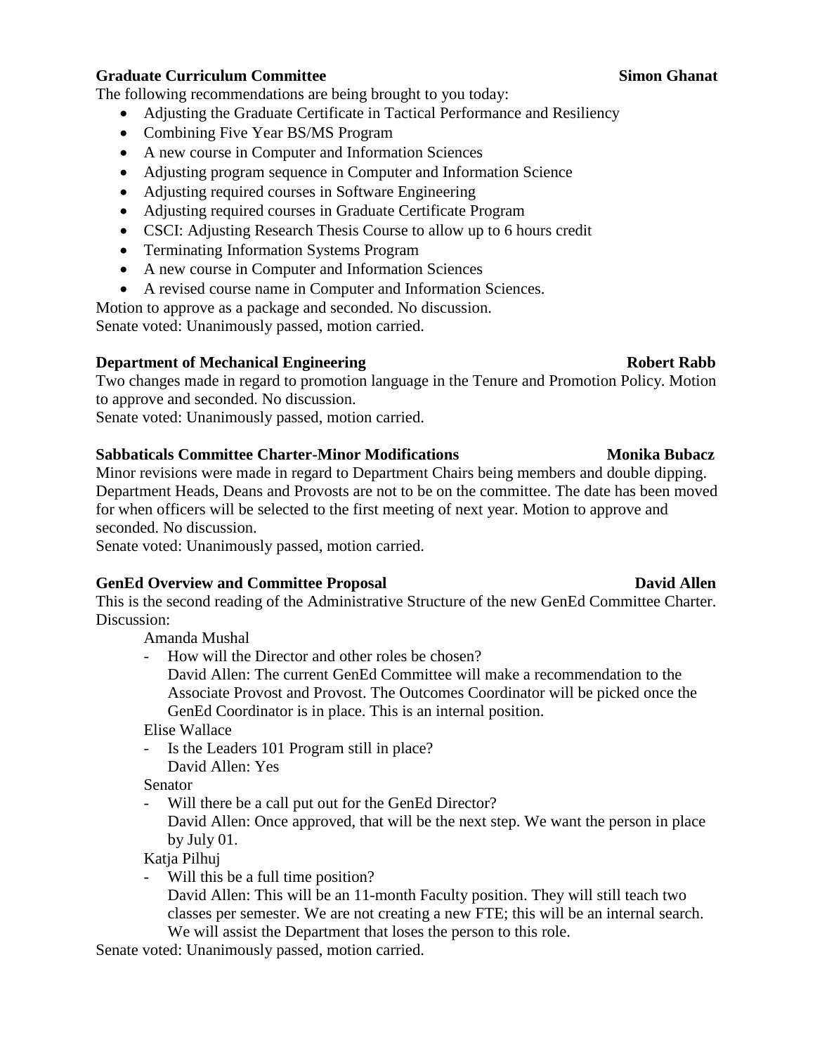**Graduate Curriculum Committee** **Simon Ghanat**

The following recommendations are being brought to you today:

- Adjusting the Graduate Certificate in Tactical Performance and Resiliency
- Combining Five Year BS/MS Program
- A new course in Computer and Information Sciences
- Adjusting program sequence in Computer and Information Science
- Adjusting required courses in Software Engineering
- Adjusting required courses in Graduate Certificate Program
- CSCI: Adjusting Research Thesis Course to allow up to 6 hours credit
- Terminating Information Systems Program
- A new course in Computer and Information Sciences
- A revised course name in Computer and Information Sciences.

Motion to approve as a package and seconded. No discussion.
Senate voted: Unanimously passed, motion carried.

**Department of Mechanical Engineering** **Robert Rabb**

Two changes made in regard to promotion language in the Tenure and Promotion Policy. Motion to approve and seconded. No discussion.
Senate voted: Unanimously passed, motion carried.

**Sabbaticals Committee Charter-Minor Modifications** **Monika Bubacz**

Minor revisions were made in regard to Department Chairs being members and double dipping. Department Heads, Deans and Provosts are not to be on the committee. The date has been moved for when officers will be selected to the first meeting of next year. Motion to approve and seconded. No discussion.
Senate voted: Unanimously passed, motion carried.

**GenEd Overview and Committee Proposal** **David Allen**

This is the second reading of the Administrative Structure of the new GenEd Committee Charter. Discussion:

Amanda Mushal

- How will the Director and other roles be chosen?
  David Allen: The current GenEd Committee will make a recommendation to the Associate Provost and Provost. The Outcomes Coordinator will be picked once the GenEd Coordinator is in place. This is an internal position.

Elise Wallace

- Is the Leaders 101 Program still in place?
  David Allen: Yes

Senator

- Will there be a call put out for the GenEd Director?
  David Allen: Once approved, that will be the next step. We want the person in place by July 01.

Katja Pilhuj

- Will this be a full time position?
  David Allen: This will be an 11-month Faculty position. They will still teach two classes per semester. We are not creating a new FTE; this will be an internal search. We will assist the Department that loses the person to this role.

Senate voted: Unanimously passed, motion carried.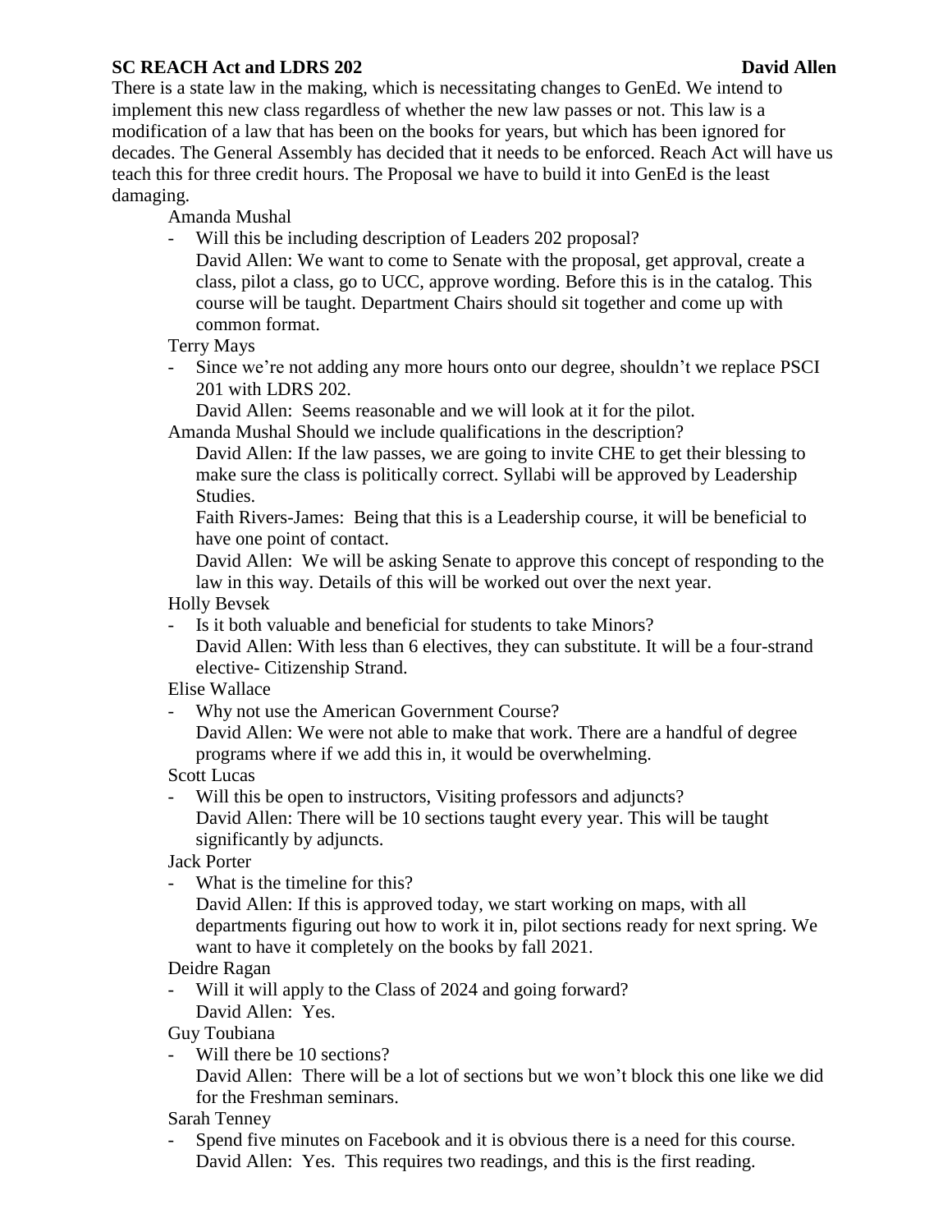**SC REACH Act and LDRS 202** **David Allen**

There is a state law in the making, which is necessitating changes to GenEd. We intend to implement this new class regardless of whether the new law passes or not. This law is a modification of a law that has been on the books for years, but which has been ignored for decades. The General Assembly has decided that it needs to be enforced. Reach Act will have us teach this for three credit hours. The Proposal we have to build it into GenEd is the least damaging.

Amanda Mushal

- Will this be including description of Leaders 202 proposal?
  David Allen: We want to come to Senate with the proposal, get approval, create a class, pilot a class, go to UCC, approve wording. Before this is in the catalog. This course will be taught. Department Chairs should sit together and come up with common format.

Terry Mays

- Since we're not adding any more hours onto our degree, shouldn't we replace PSCI 201 with LDRS 202.
  David Allen: Seems reasonable and we will look at it for the pilot.

Amanda Mushal Should we include qualifications in the description?

David Allen: If the law passes, we are going to invite CHE to get their blessing to make sure the class is politically correct. Syllabi will be approved by Leadership Studies.

Faith Rivers-James: Being that this is a Leadership course, it will be beneficial to have one point of contact.

David Allen: We will be asking Senate to approve this concept of responding to the law in this way. Details of this will be worked out over the next year.

Holly Bevsek

- Is it both valuable and beneficial for students to take Minors?
  David Allen: With less than 6 electives, they can substitute. It will be a four-strand elective- Citizenship Strand.

Elise Wallace

- Why not use the American Government Course?
  David Allen: We were not able to make that work. There are a handful of degree programs where if we add this in, it would be overwhelming.

Scott Lucas

- Will this be open to instructors, Visiting professors and adjuncts?
  David Allen: There will be 10 sections taught every year. This will be taught significantly by adjuncts.

Jack Porter

- What is the timeline for this?
  David Allen: If this is approved today, we start working on maps, with all departments figuring out how to work it in, pilot sections ready for next spring. We want to have it completely on the books by fall 2021.

Deidre Ragan

- Will it will apply to the Class of 2024 and going forward?
  David Allen: Yes.

Guy Toubiana

- Will there be 10 sections?
  David Allen: There will be a lot of sections but we won't block this one like we did for the Freshman seminars.

Sarah Tenney

- Spend five minutes on Facebook and it is obvious there is a need for this course.
  David Allen: Yes. This requires two readings, and this is the first reading.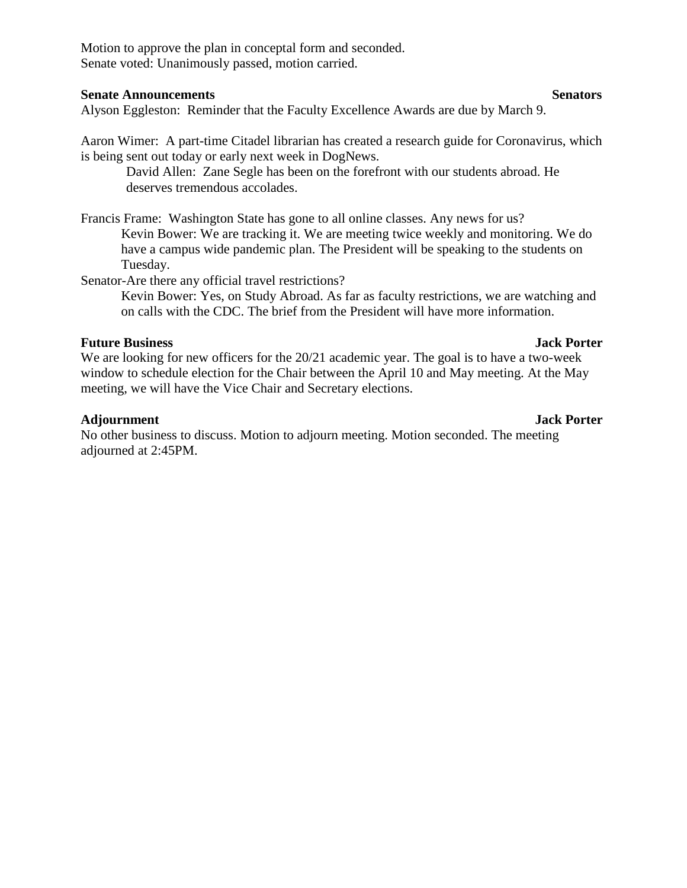Motion to approve the plan in conceptal form and seconded.
Senate voted: Unanimously passed, motion carried.

**Senate Announcements** **Senators**

Alyson Eggleston: Reminder that the Faculty Excellence Awards are due by March 9.

Aaron Wimer: A part-time Citadel librarian has created a research guide for Coronavirus, which is being sent out today or early next week in DogNews.

> David Allen: Zane Segle has been on the forefront with our students abroad. He deserves tremendous accolades.

Francis Frame: Washington State has gone to all online classes. Any news for us?

> Kevin Bower: We are tracking it. We are meeting twice weekly and monitoring. We do have a campus wide pandemic plan. The President will be speaking to the students on Tuesday.

Senator-Are there any official travel restrictions?

> Kevin Bower: Yes, on Study Abroad. As far as faculty restrictions, we are watching and on calls with the CDC. The brief from the President will have more information.

**Future Business** **Jack Porter**

We are looking for new officers for the 20/21 academic year. The goal is to have a two-week window to schedule election for the Chair between the April 10 and May meeting. At the May meeting, we will have the Vice Chair and Secretary elections.

**Adjournment** **Jack Porter**

No other business to discuss. Motion to adjourn meeting. Motion seconded. The meeting adjourned at 2:45PM.